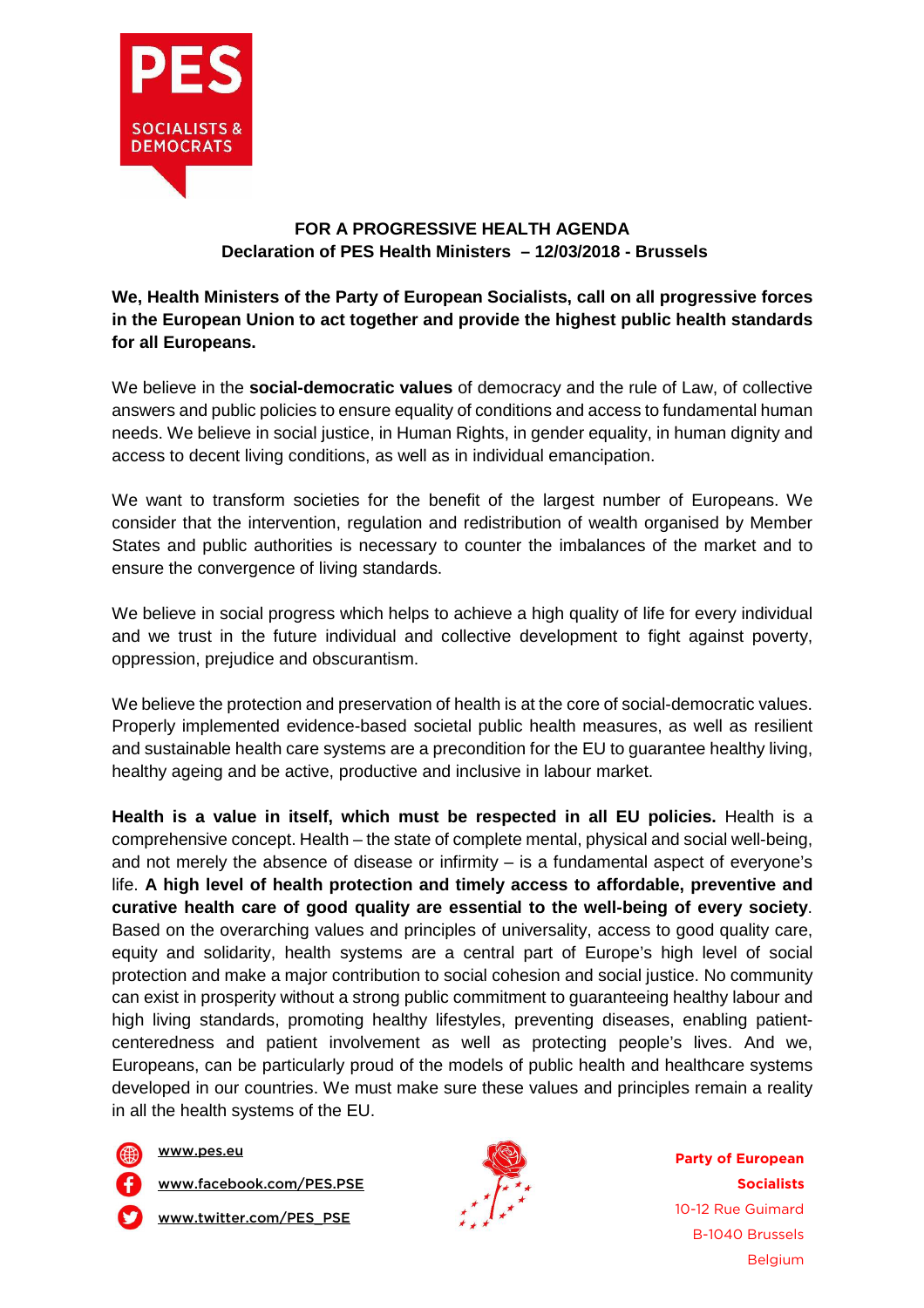# FOR A PROGRESSIVE HEALTH AGENDA

## Declaration of PES Health Ministers – 12/03/2018 - Brussels

**We, Health Ministers of the Party of European Socialists, call on all progressive forces in the European Union to act together and provide the highest public health standards for all Europeans.**

We believe in the **social-democratic values** of democracy and the rule of Law, of collective answers and public policies to ensure equality of conditions and access to fundamental human needs. We believe in social justice, in Human Rights, in gender equality, in human dignity and access to decent living conditions, as well as in individual emancipation.

We want to transform societies for the benefit of the largest number of Europeans. We consider that the intervention, regulation and redistribution of wealth organised by Member States and public authorities is necessary to counter the imbalances of the market and to ensure the convergence of living standards.

We believe in social progress which helps to achieve a high quality of life for every individual and we trust in the future individual and collective development to fight against poverty, oppression, prejudice and obscurantism.

We believe the protection and preservation of health is at the core of social-democratic values. Properly implemented evidence-based societal public health measures, as well as resilient and sustainable health care systems are a precondition for the EU to guarantee healthy living, healthy ageing and be active, productive and inclusive in labour market.

**Health is a value in itself, which must be respected in all EU policies.** Health is a comprehensive concept. Health – the state of complete mental, physical and social well-being, and not merely the absence of disease or infirmity – is a fundamental aspect of everyone's life. **A high level of health protection and timely access to affordable, preventive and curative health care of good quality are essential to the well-being of every society**. Based on the overarching values and principles of universality, access to good quality care, equity and solidarity, health systems are a central part of Europe's high level of social protection and make a major contribution to social cohesion and social justice. No community can exist in prosperity without a strong public commitment to guaranteeing healthy labour and high living standards, promoting healthy lifestyles, preventing diseases, enabling patient-centeredness and patient involvement as well as protecting people's lives. And we, Europeans, can be particularly proud of the models of public health and healthcare systems developed in our countries. We must make sure these values and principles remain a reality in all the health systems of the EU.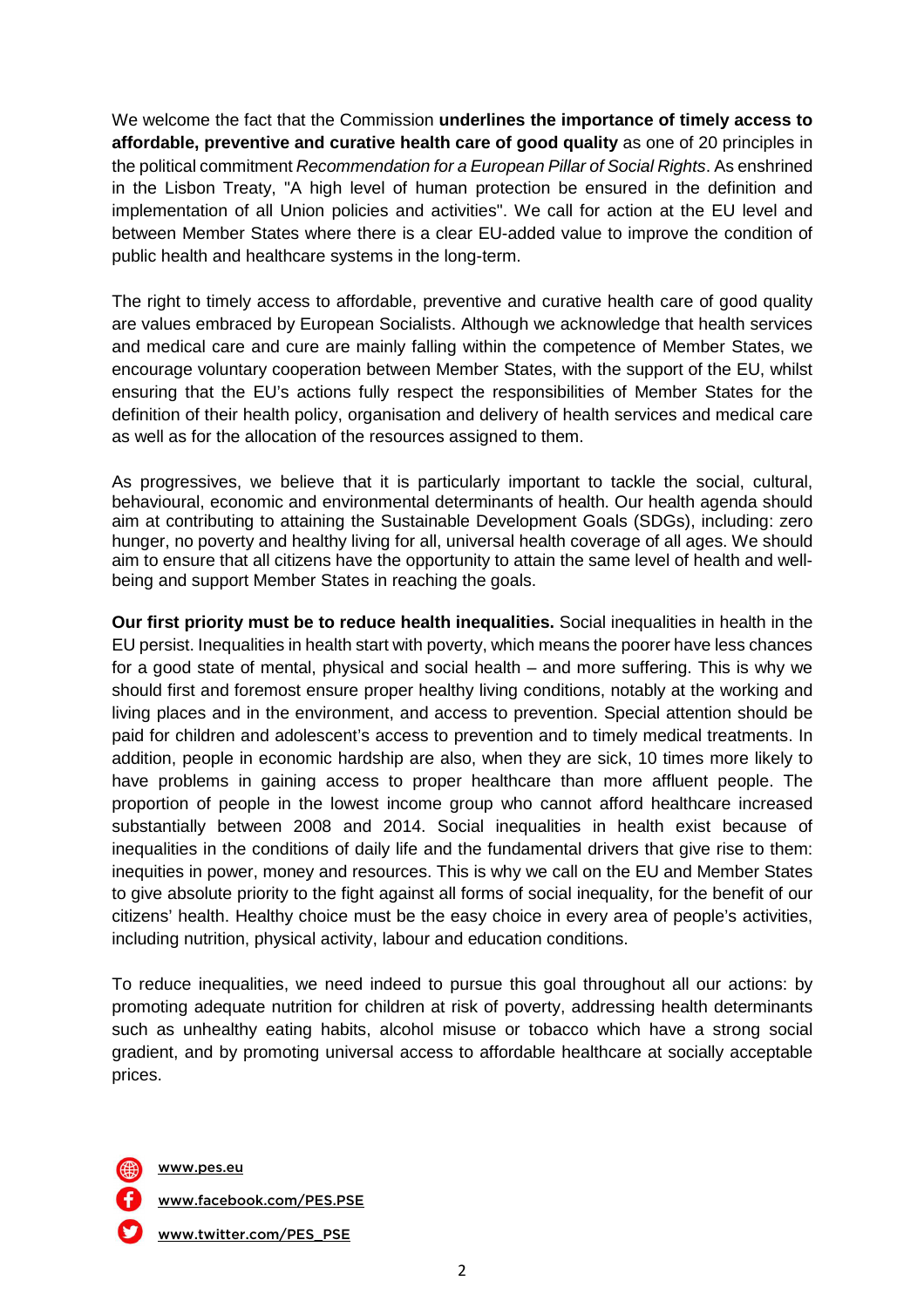We welcome the fact that the Commission **underlines the importance of timely access to affordable, preventive and curative health care of good quality** as one of 20 principles in the political commitment *Recommendation for a European Pillar of Social Rights*. As enshrined in the Lisbon Treaty, "A high level of human protection be ensured in the definition and implementation of all Union policies and activities". We call for action at the EU level and between Member States where there is a clear EU-added value to improve the condition of public health and healthcare systems in the long-term.

The right to timely access to affordable, preventive and curative health care of good quality are values embraced by European Socialists. Although we acknowledge that health services and medical care and cure are mainly falling within the competence of Member States, we encourage voluntary cooperation between Member States, with the support of the EU, whilst ensuring that the EU's actions fully respect the responsibilities of Member States for the definition of their health policy, organisation and delivery of health services and medical care as well as for the allocation of the resources assigned to them.

As progressives, we believe that it is particularly important to tackle the social, cultural, behavioural, economic and environmental determinants of health. Our health agenda should aim at contributing to attaining the Sustainable Development Goals (SDGs), including: zero hunger, no poverty and healthy living for all, universal health coverage of all ages. We should aim to ensure that all citizens have the opportunity to attain the same level of health and well-being and support Member States in reaching the goals.

**Our first priority must be to reduce health inequalities.** Social inequalities in health in the EU persist. Inequalities in health start with poverty, which means the poorer have less chances for a good state of mental, physical and social health – and more suffering. This is why we should first and foremost ensure proper healthy living conditions, notably at the working and living places and in the environment, and access to prevention. Special attention should be paid for children and adolescent's access to prevention and to timely medical treatments. In addition, people in economic hardship are also, when they are sick, 10 times more likely to have problems in gaining access to proper healthcare than more affluent people. The proportion of people in the lowest income group who cannot afford healthcare increased substantially between 2008 and 2014. Social inequalities in health exist because of inequalities in the conditions of daily life and the fundamental drivers that give rise to them: inequities in power, money and resources. This is why we call on the EU and Member States to give absolute priority to the fight against all forms of social inequality, for the benefit of our citizens' health. Healthy choice must be the easy choice in every area of people's activities, including nutrition, physical activity, labour and education conditions.

To reduce inequalities, we need indeed to pursue this goal throughout all our actions: by promoting adequate nutrition for children at risk of poverty, addressing health determinants such as unhealthy eating habits, alcohol misuse or tobacco which have a strong social gradient, and by promoting universal access to affordable healthcare at socially acceptable prices.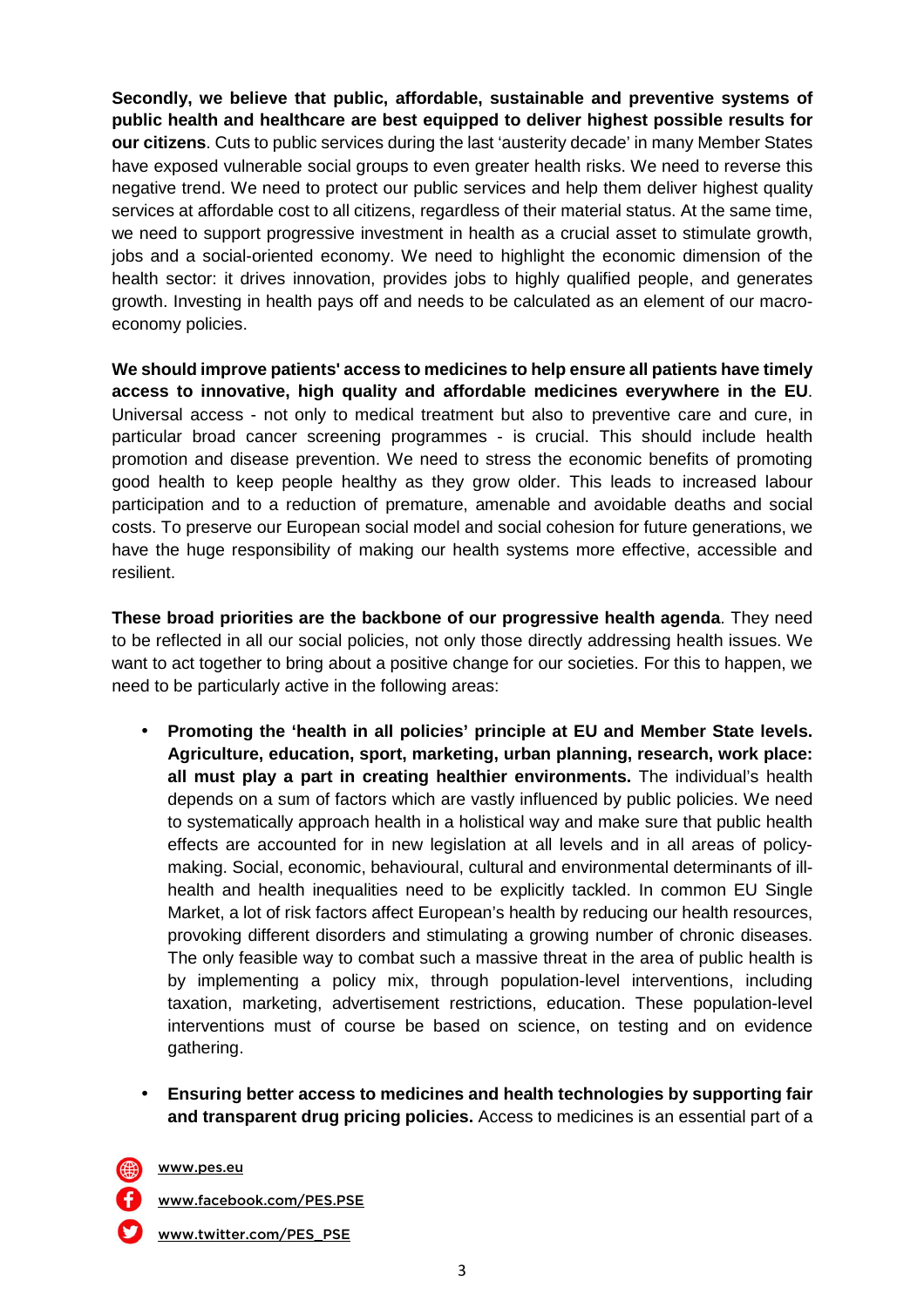**Secondly, we believe that public, affordable, sustainable and preventive systems of public health and healthcare are best equipped to deliver highest possible results for our citizens**. Cuts to public services during the last 'austerity decade' in many Member States have exposed vulnerable social groups to even greater health risks. We need to reverse this negative trend. We need to protect our public services and help them deliver highest quality services at affordable cost to all citizens, regardless of their material status. At the same time, we need to support progressive investment in health as a crucial asset to stimulate growth, jobs and a social-oriented economy. We need to highlight the economic dimension of the health sector: it drives innovation, provides jobs to highly qualified people, and generates growth. Investing in health pays off and needs to be calculated as an element of our macro-economy policies.

**We should improve patients' access to medicines to help ensure all patients have timely access to innovative, high quality and affordable medicines everywhere in the EU**. Universal access - not only to medical treatment but also to preventive care and cure, in particular broad cancer screening programmes - is crucial. This should include health promotion and disease prevention. We need to stress the economic benefits of promoting good health to keep people healthy as they grow older. This leads to increased labour participation and to a reduction of premature, amenable and avoidable deaths and social costs. To preserve our European social model and social cohesion for future generations, we have the huge responsibility of making our health systems more effective, accessible and resilient.

**These broad priorities are the backbone of our progressive health agenda**. They need to be reflected in all our social policies, not only those directly addressing health issues. We want to act together to bring about a positive change for our societies. For this to happen, we need to be particularly active in the following areas:

- **Promoting the 'health in all policies' principle at EU and Member State levels. Agriculture, education, sport, marketing, urban planning, research, work place: all must play a part in creating healthier environments.** The individual's health depends on a sum of factors which are vastly influenced by public policies. We need to systematically approach health in a holistical way and make sure that public health effects are accounted for in new legislation at all levels and in all areas of policy-making. Social, economic, behavioural, cultural and environmental determinants of ill-health and health inequalities need to be explicitly tackled. In common EU Single Market, a lot of risk factors affect European's health by reducing our health resources, provoking different disorders and stimulating a growing number of chronic diseases. The only feasible way to combat such a massive threat in the area of public health is by implementing a policy mix, through population-level interventions, including taxation, marketing, advertisement restrictions, education. These population-level interventions must of course be based on science, on testing and on evidence gathering.

- **Ensuring better access to medicines and health technologies by supporting fair and transparent drug pricing policies.** Access to medicines is an essential part of a

www.pes.eu

www.facebook.com/PES.PSE

www.twitter.com/PES_PSE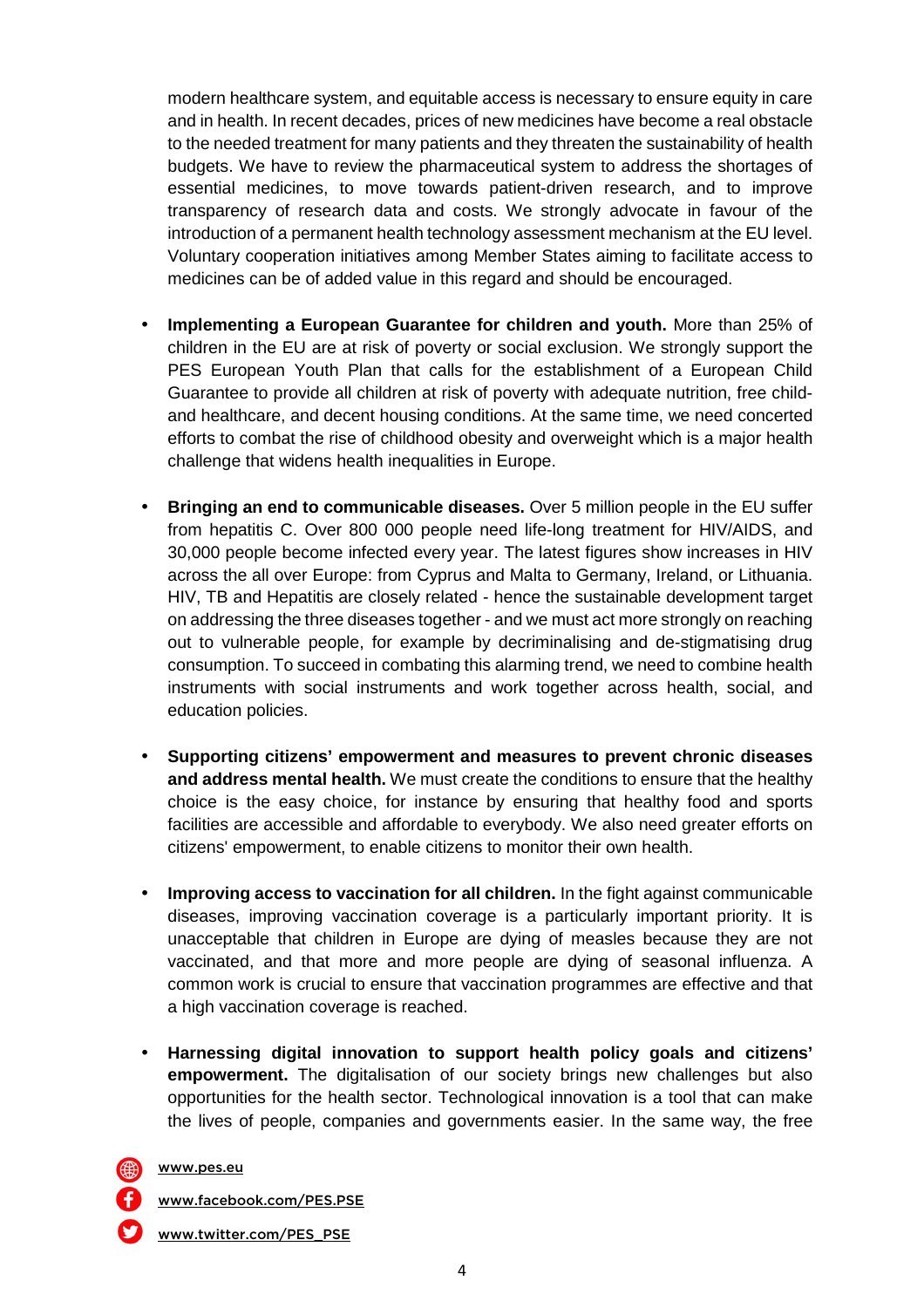modern healthcare system, and equitable access is necessary to ensure equity in care and in health. In recent decades, prices of new medicines have become a real obstacle to the needed treatment for many patients and they threaten the sustainability of health budgets. We have to review the pharmaceutical system to address the shortages of essential medicines, to move towards patient-driven research, and to improve transparency of research data and costs. We strongly advocate in favour of the introduction of a permanent health technology assessment mechanism at the EU level. Voluntary cooperation initiatives among Member States aiming to facilitate access to medicines can be of added value in this regard and should be encouraged.

- **Implementing a European Guarantee for children and youth.** More than 25% of children in the EU are at risk of poverty or social exclusion. We strongly support the PES European Youth Plan that calls for the establishment of a European Child Guarantee to provide all children at risk of poverty with adequate nutrition, free child- and healthcare, and decent housing conditions. At the same time, we need concerted efforts to combat the rise of childhood obesity and overweight which is a major health challenge that widens health inequalities in Europe.

- **Bringing an end to communicable diseases.** Over 5 million people in the EU suffer from hepatitis C. Over 800 000 people need life-long treatment for HIV/AIDS, and 30,000 people become infected every year. The latest figures show increases in HIV across the all over Europe: from Cyprus and Malta to Germany, Ireland, or Lithuania. HIV, TB and Hepatitis are closely related - hence the sustainable development target on addressing the three diseases together - and we must act more strongly on reaching out to vulnerable people, for example by decriminalising and de-stigmatising drug consumption. To succeed in combating this alarming trend, we need to combine health instruments with social instruments and work together across health, social, and education policies.

- **Supporting citizens' empowerment and measures to prevent chronic diseases and address mental health.** We must create the conditions to ensure that the healthy choice is the easy choice, for instance by ensuring that healthy food and sports facilities are accessible and affordable to everybody. We also need greater efforts on citizens' empowerment, to enable citizens to monitor their own health.

- **Improving access to vaccination for all children.** In the fight against communicable diseases, improving vaccination coverage is a particularly important priority. It is unacceptable that children in Europe are dying of measles because they are not vaccinated, and that more and more people are dying of seasonal influenza. A common work is crucial to ensure that vaccination programmes are effective and that a high vaccination coverage is reached.

- **Harnessing digital innovation to support health policy goals and citizens' empowerment.** The digitalisation of our society brings new challenges but also opportunities for the health sector. Technological innovation is a tool that can make the lives of people, companies and governments easier. In the same way, the free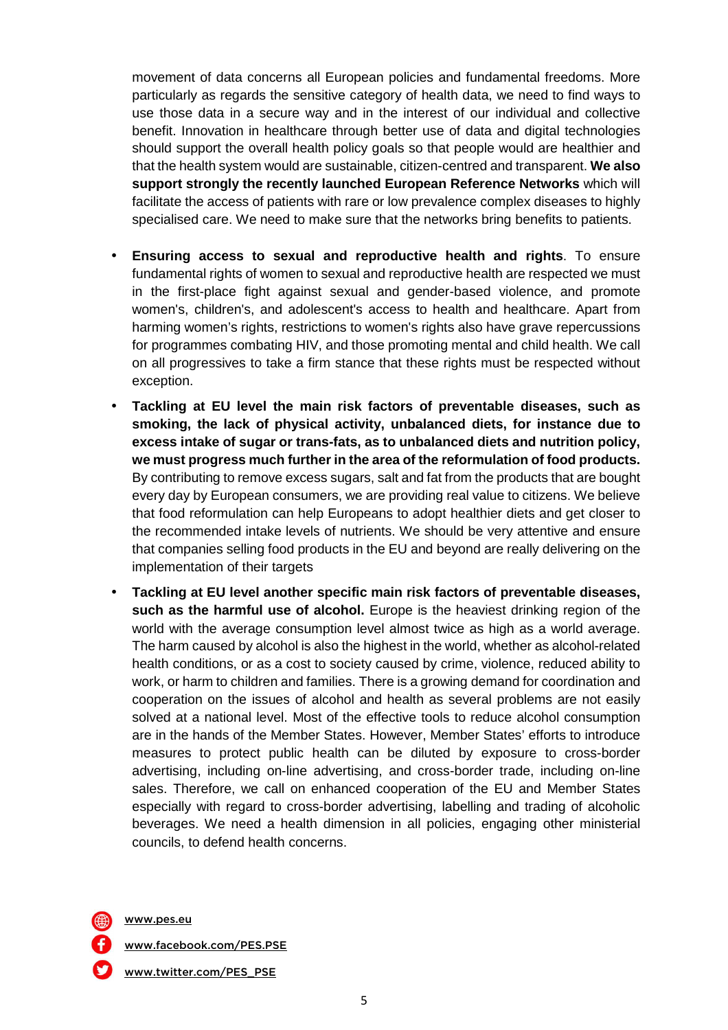movement of data concerns all European policies and fundamental freedoms. More particularly as regards the sensitive category of health data, we need to find ways to use those data in a secure way and in the interest of our individual and collective benefit. Innovation in healthcare through better use of data and digital technologies should support the overall health policy goals so that people would are healthier and that the health system would are sustainable, citizen-centred and transparent. **We also support strongly the recently launched European Reference Networks** which will facilitate the access of patients with rare or low prevalence complex diseases to highly specialised care. We need to make sure that the networks bring benefits to patients.

- **Ensuring access to sexual and reproductive health and rights**. To ensure fundamental rights of women to sexual and reproductive health are respected we must in the first-place fight against sexual and gender-based violence, and promote women's, children's, and adolescent's access to health and healthcare. Apart from harming women's rights, restrictions to women's rights also have grave repercussions for programmes combating HIV, and those promoting mental and child health. We call on all progressives to take a firm stance that these rights must be respected without exception.
- **Tackling at EU level the main risk factors of preventable diseases, such as smoking, the lack of physical activity, unbalanced diets, for instance due to excess intake of sugar or trans-fats, as to unbalanced diets and nutrition policy, we must progress much further in the area of the reformulation of food products.** By contributing to remove excess sugars, salt and fat from the products that are bought every day by European consumers, we are providing real value to citizens. We believe that food reformulation can help Europeans to adopt healthier diets and get closer to the recommended intake levels of nutrients. We should be very attentive and ensure that companies selling food products in the EU and beyond are really delivering on the implementation of their targets
- **Tackling at EU level another specific main risk factors of preventable diseases, such as the harmful use of alcohol.** Europe is the heaviest drinking region of the world with the average consumption level almost twice as high as a world average. The harm caused by alcohol is also the highest in the world, whether as alcohol-related health conditions, or as a cost to society caused by crime, violence, reduced ability to work, or harm to children and families. There is a growing demand for coordination and cooperation on the issues of alcohol and health as several problems are not easily solved at a national level. Most of the effective tools to reduce alcohol consumption are in the hands of the Member States. However, Member States' efforts to introduce measures to protect public health can be diluted by exposure to cross-border advertising, including on-line advertising, and cross-border trade, including on-line sales. Therefore, we call on enhanced cooperation of the EU and Member States especially with regard to cross-border advertising, labelling and trading of alcoholic beverages. We need a health dimension in all policies, engaging other ministerial councils, to defend health concerns.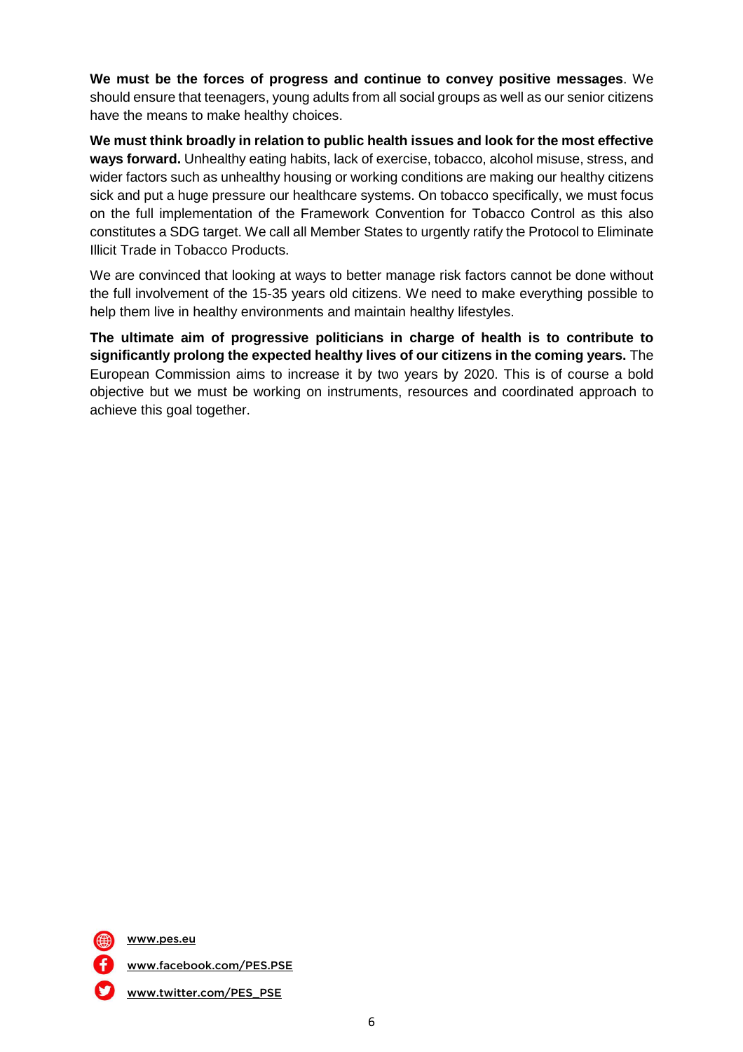**We must be the forces of progress and continue to convey positive messages**. We should ensure that teenagers, young adults from all social groups as well as our senior citizens have the means to make healthy choices.

**We must think broadly in relation to public health issues and look for the most effective ways forward.** Unhealthy eating habits, lack of exercise, tobacco, alcohol misuse, stress, and wider factors such as unhealthy housing or working conditions are making our healthy citizens sick and put a huge pressure our healthcare systems. On tobacco specifically, we must focus on the full implementation of the Framework Convention for Tobacco Control as this also constitutes a SDG target. We call all Member States to urgently ratify the Protocol to Eliminate Illicit Trade in Tobacco Products.

We are convinced that looking at ways to better manage risk factors cannot be done without the full involvement of the 15-35 years old citizens. We need to make everything possible to help them live in healthy environments and maintain healthy lifestyles.

**The ultimate aim of progressive politicians in charge of health is to contribute to significantly prolong the expected healthy lives of our citizens in the coming years.** The European Commission aims to increase it by two years by 2020. This is of course a bold objective but we must be working on instruments, resources and coordinated approach to achieve this goal together.

www.pes.eu

www.facebook.com/PES.PSE

www.twitter.com/PES_PSE